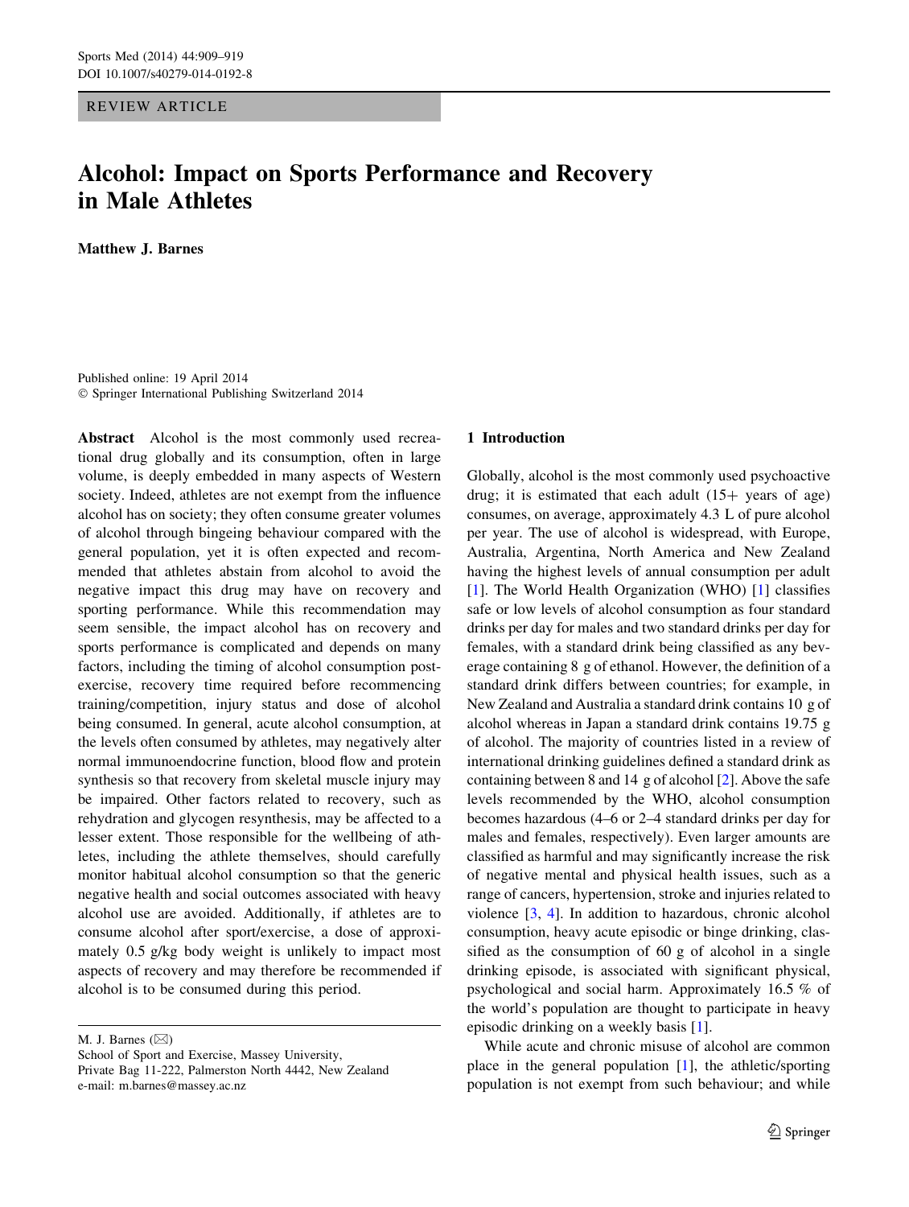REVIEW ARTICLE

# Alcohol: Impact on Sports Performance and Recovery in Male Athletes

**Matthew J. Barnes**

Published online: 19 April 2014
© Springer International Publishing Switzerland 2014

**Abstract** Alcohol is the most commonly used recreational drug globally and its consumption, often in large volume, is deeply embedded in many aspects of Western society. Indeed, athletes are not exempt from the influence alcohol has on society; they often consume greater volumes of alcohol through bingeing behaviour compared with the general population, yet it is often expected and recommended that athletes abstain from alcohol to avoid the negative impact this drug may have on recovery and sporting performance. While this recommendation may seem sensible, the impact alcohol has on recovery and sports performance is complicated and depends on many factors, including the timing of alcohol consumption post-exercise, recovery time required before recommencing training/competition, injury status and dose of alcohol being consumed. In general, acute alcohol consumption, at the levels often consumed by athletes, may negatively alter normal immunoendocrine function, blood flow and protein synthesis so that recovery from skeletal muscle injury may be impaired. Other factors related to recovery, such as rehydration and glycogen resynthesis, may be affected to a lesser extent. Those responsible for the wellbeing of athletes, including the athlete themselves, should carefully monitor habitual alcohol consumption so that the generic negative health and social outcomes associated with heavy alcohol use are avoided. Additionally, if athletes are to consume alcohol after sport/exercise, a dose of approximately 0.5 g/kg body weight is unlikely to impact most aspects of recovery and may therefore be recommended if alcohol is to be consumed during this period.

M. J. Barnes (✉)
School of Sport and Exercise, Massey University,
Private Bag 11-222, Palmerston North 4442, New Zealand
e-mail: m.barnes@massey.ac.nz

## 1 Introduction

Globally, alcohol is the most commonly used psychoactive drug; it is estimated that each adult (15+ years of age) consumes, on average, approximately 4.3 L of pure alcohol per year. The use of alcohol is widespread, with Europe, Australia, Argentina, North America and New Zealand having the highest levels of annual consumption per adult [1]. The World Health Organization (WHO) [1] classifies safe or low levels of alcohol consumption as four standard drinks per day for males and two standard drinks per day for females, with a standard drink being classified as any beverage containing 8 g of ethanol. However, the definition of a standard drink differs between countries; for example, in New Zealand and Australia a standard drink contains 10 g of alcohol whereas in Japan a standard drink contains 19.75 g of alcohol. The majority of countries listed in a review of international drinking guidelines defined a standard drink as containing between 8 and 14 g of alcohol [2]. Above the safe levels recommended by the WHO, alcohol consumption becomes hazardous (4–6 or 2–4 standard drinks per day for males and females, respectively). Even larger amounts are classified as harmful and may significantly increase the risk of negative mental and physical health issues, such as a range of cancers, hypertension, stroke and injuries related to violence [3, 4]. In addition to hazardous, chronic alcohol consumption, heavy acute episodic or binge drinking, classified as the consumption of 60 g of alcohol in a single drinking episode, is associated with significant physical, psychological and social harm. Approximately 16.5 % of the world's population are thought to participate in heavy episodic drinking on a weekly basis [1].

While acute and chronic misuse of alcohol are common place in the general population [1], the athletic/sporting population is not exempt from such behaviour; and while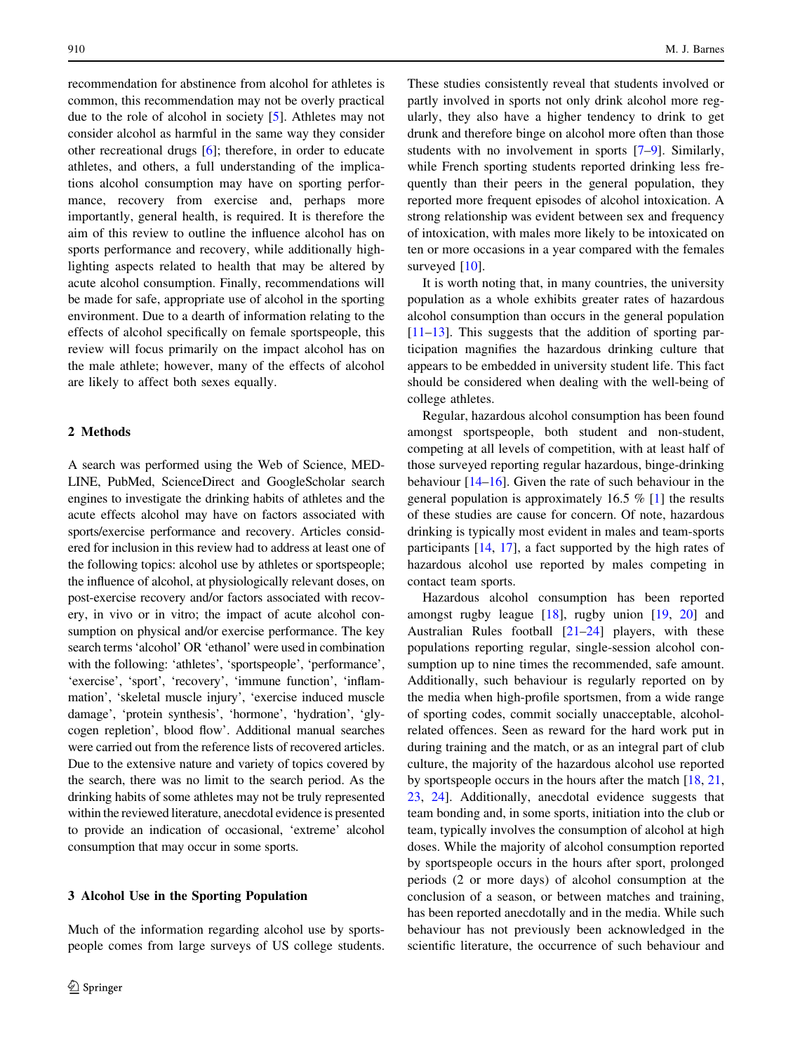recommendation for abstinence from alcohol for athletes is common, this recommendation may not be overly practical due to the role of alcohol in society [5]. Athletes may not consider alcohol as harmful in the same way they consider other recreational drugs [6]; therefore, in order to educate athletes, and others, a full understanding of the implications alcohol consumption may have on sporting performance, recovery from exercise and, perhaps more importantly, general health, is required. It is therefore the aim of this review to outline the influence alcohol has on sports performance and recovery, while additionally highlighting aspects related to health that may be altered by acute alcohol consumption. Finally, recommendations will be made for safe, appropriate use of alcohol in the sporting environment. Due to a dearth of information relating to the effects of alcohol specifically on female sportspeople, this review will focus primarily on the impact alcohol has on the male athlete; however, many of the effects of alcohol are likely to affect both sexes equally.

## 2 Methods

A search was performed using the Web of Science, MEDLINE, PubMed, ScienceDirect and GoogleScholar search engines to investigate the drinking habits of athletes and the acute effects alcohol may have on sports/exercise performance and recovery. Articles considered for inclusion in this review had to address at least one of the following topics: alcohol use by athletes or sportspeople; the influence of alcohol, at physiologically relevant doses, on post-exercise recovery and/or factors associated with recovery, in vivo or in vitro; the impact of acute alcohol consumption on physical and/or exercise performance. The key search terms 'alcohol' OR 'ethanol' were used in combination with the following: 'athletes', 'sportspeople', 'performance', 'exercise', 'sport', 'recovery', 'immune function', 'inflammation', 'skeletal muscle injury', 'exercise induced muscle damage', 'protein synthesis', 'hormone', 'hydration', 'glycogen repletion', blood flow'. Additional manual searches were carried out from the reference lists of recovered articles. Due to the extensive nature and variety of topics covered by the search, there was no limit to the search period. As the drinking habits of some athletes may not be truly represented within the reviewed literature, anecdotal evidence is presented to provide an indication of occasional, 'extreme' alcohol consumption that may occur in some sports.

## 3 Alcohol Use in the Sporting Population

Much of the information regarding alcohol use by sportspeople comes from large surveys of US college students. These studies consistently reveal that students involved or partly involved in sports not only drink alcohol more regularly, they also have a higher tendency to drink to get drunk and therefore binge on alcohol more often than those students with no involvement in sports [7–9]. Similarly, while French sporting students reported drinking less frequently than their peers in the general population, they reported more frequent episodes of alcohol intoxication. A strong relationship was evident between sex and frequency of intoxication, with males more likely to be intoxicated on ten or more occasions in a year compared with the females surveyed [10].

It is worth noting that, in many countries, the university population as a whole exhibits greater rates of hazardous alcohol consumption than occurs in the general population [11–13]. This suggests that the addition of sporting participation magnifies the hazardous drinking culture that appears to be embedded in university student life. This fact should be considered when dealing with the well-being of college athletes.

Regular, hazardous alcohol consumption has been found amongst sportspeople, both student and non-student, competing at all levels of competition, with at least half of those surveyed reporting regular hazardous, binge-drinking behaviour [14–16]. Given the rate of such behaviour in the general population is approximately 16.5 % [1] the results of these studies are cause for concern. Of note, hazardous drinking is typically most evident in males and team-sports participants [14, 17], a fact supported by the high rates of hazardous alcohol use reported by males competing in contact team sports.

Hazardous alcohol consumption has been reported amongst rugby league [18], rugby union [19, 20] and Australian Rules football [21–24] players, with these populations reporting regular, single-session alcohol consumption up to nine times the recommended, safe amount. Additionally, such behaviour is regularly reported on by the media when high-profile sportsmen, from a wide range of sporting codes, commit socially unacceptable, alcohol-related offences. Seen as reward for the hard work put in during training and the match, or as an integral part of club culture, the majority of the hazardous alcohol use reported by sportspeople occurs in the hours after the match [18, 21, 23, 24]. Additionally, anecdotal evidence suggests that team bonding and, in some sports, initiation into the club or team, typically involves the consumption of alcohol at high doses. While the majority of alcohol consumption reported by sportspeople occurs in the hours after sport, prolonged periods (2 or more days) of alcohol consumption at the conclusion of a season, or between matches and training, has been reported anecdotally and in the media. While such behaviour has not previously been acknowledged in the scientific literature, the occurrence of such behaviour and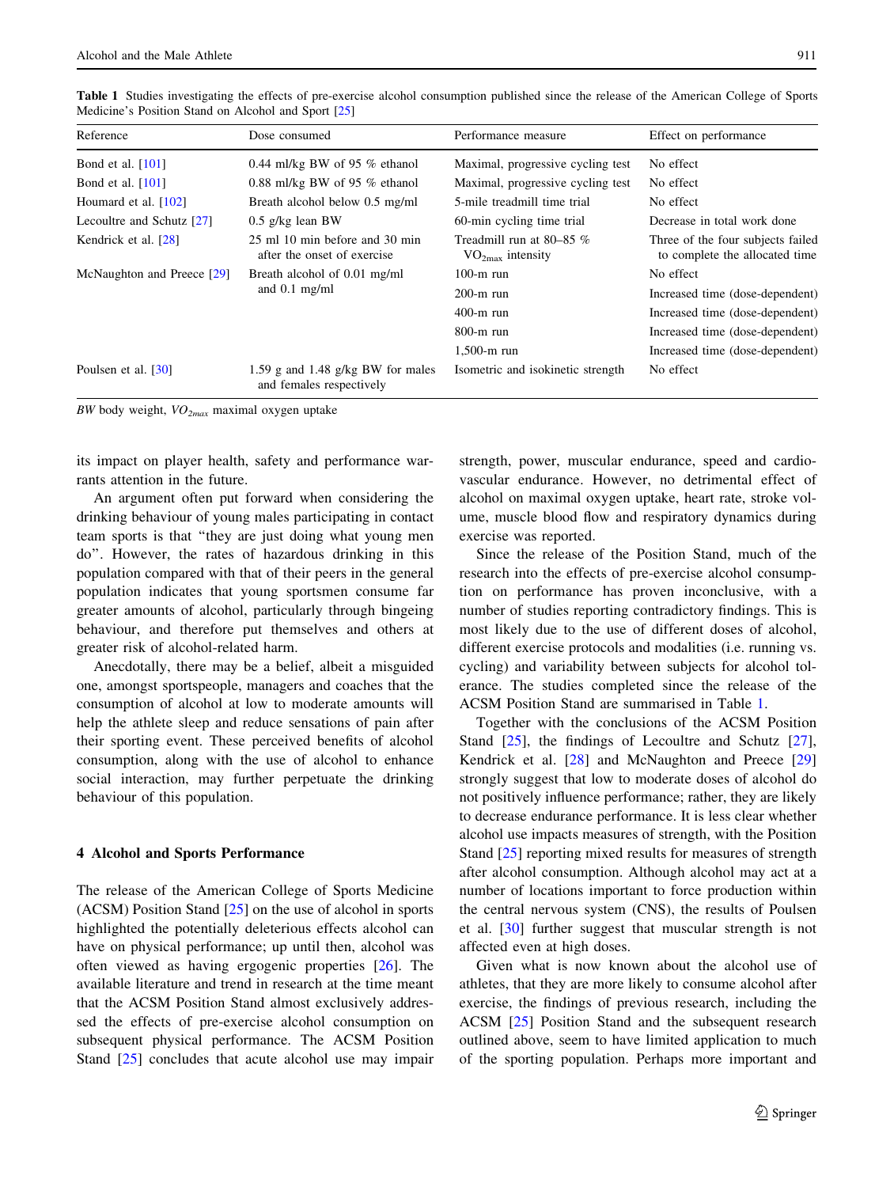**Table 1** Studies investigating the effects of pre-exercise alcohol consumption published since the release of the American College of Sports Medicine's Position Stand on Alcohol and Sport [25]

| Reference | Dose consumed | Performance measure | Effect on performance |
|---|---|---|---|
| Bond et al. [101] | 0.44 ml/kg BW of 95 % ethanol | Maximal, progressive cycling test | No effect |
| Bond et al. [101] | 0.88 ml/kg BW of 95 % ethanol | Maximal, progressive cycling test | No effect |
| Houmard et al. [102] | Breath alcohol below 0.5 mg/ml | 5-mile treadmill time trial | No effect |
| Lecoultre and Schutz [27] | 0.5 g/kg lean BW | 60-min cycling time trial | Decrease in total work done |
| Kendrick et al. [28] | 25 ml 10 min before and 30 min after the onset of exercise | Treadmill run at 80–85 % $VO_{2max}$ intensity | Three of the four subjects failed to complete the allocated time |
| McNaughton and Preece [29] | Breath alcohol of 0.01 mg/ml and 0.1 mg/ml | 100-m run | No effect |
| | | 200-m run | Increased time (dose-dependent) |
| | | 400-m run | Increased time (dose-dependent) |
| | | 800-m run | Increased time (dose-dependent) |
| | | 1,500-m run | Increased time (dose-dependent) |
| Poulsen et al. [30] | 1.59 g and 1.48 g/kg BW for males and females respectively | Isometric and isokinetic strength | No effect |

*BW* body weight, *$VO_{2max}$* maximal oxygen uptake

its impact on player health, safety and performance warrants attention in the future.

An argument often put forward when considering the drinking behaviour of young males participating in contact team sports is that "they are just doing what young men do". However, the rates of hazardous drinking in this population compared with that of their peers in the general population indicates that young sportsmen consume far greater amounts of alcohol, particularly through bingeing behaviour, and therefore put themselves and others at greater risk of alcohol-related harm.

Anecdotally, there may be a belief, albeit a misguided one, amongst sportspeople, managers and coaches that the consumption of alcohol at low to moderate amounts will help the athlete sleep and reduce sensations of pain after their sporting event. These perceived benefits of alcohol consumption, along with the use of alcohol to enhance social interaction, may further perpetuate the drinking behaviour of this population.

## 4 Alcohol and Sports Performance

The release of the American College of Sports Medicine (ACSM) Position Stand [25] on the use of alcohol in sports highlighted the potentially deleterious effects alcohol can have on physical performance; up until then, alcohol was often viewed as having ergogenic properties [26]. The available literature and trend in research at the time meant that the ACSM Position Stand almost exclusively addressed the effects of pre-exercise alcohol consumption on subsequent physical performance. The ACSM Position Stand [25] concludes that acute alcohol use may impair strength, power, muscular endurance, speed and cardiovascular endurance. However, no detrimental effect of alcohol on maximal oxygen uptake, heart rate, stroke volume, muscle blood flow and respiratory dynamics during exercise was reported.

Since the release of the Position Stand, much of the research into the effects of pre-exercise alcohol consumption on performance has proven inconclusive, with a number of studies reporting contradictory findings. This is most likely due to the use of different doses of alcohol, different exercise protocols and modalities (i.e. running vs. cycling) and variability between subjects for alcohol tolerance. The studies completed since the release of the ACSM Position Stand are summarised in Table 1.

Together with the conclusions of the ACSM Position Stand [25], the findings of Lecoultre and Schutz [27], Kendrick et al. [28] and McNaughton and Preece [29] strongly suggest that low to moderate doses of alcohol do not positively influence performance; rather, they are likely to decrease endurance performance. It is less clear whether alcohol use impacts measures of strength, with the Position Stand [25] reporting mixed results for measures of strength after alcohol consumption. Although alcohol may act at a number of locations important to force production within the central nervous system (CNS), the results of Poulsen et al. [30] further suggest that muscular strength is not affected even at high doses.

Given what is now known about the alcohol use of athletes, that they are more likely to consume alcohol after exercise, the findings of previous research, including the ACSM [25] Position Stand and the subsequent research outlined above, seem to have limited application to much of the sporting population. Perhaps more important and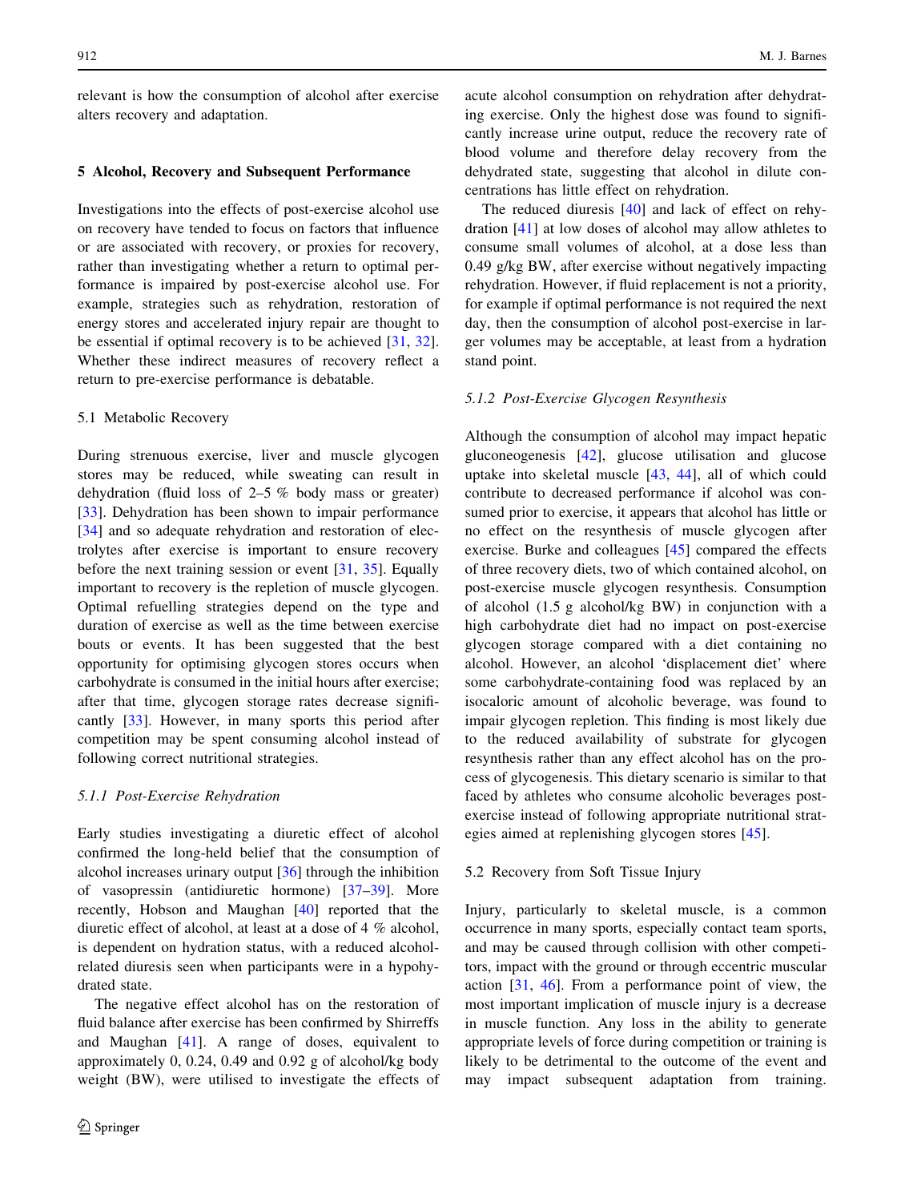relevant is how the consumption of alcohol after exercise alters recovery and adaptation.

## 5 Alcohol, Recovery and Subsequent Performance

Investigations into the effects of post-exercise alcohol use on recovery have tended to focus on factors that influence or are associated with recovery, or proxies for recovery, rather than investigating whether a return to optimal performance is impaired by post-exercise alcohol use. For example, strategies such as rehydration, restoration of energy stores and accelerated injury repair are thought to be essential if optimal recovery is to be achieved [31, 32]. Whether these indirect measures of recovery reflect a return to pre-exercise performance is debatable.

### 5.1 Metabolic Recovery

During strenuous exercise, liver and muscle glycogen stores may be reduced, while sweating can result in dehydration (fluid loss of 2–5 % body mass or greater) [33]. Dehydration has been shown to impair performance [34] and so adequate rehydration and restoration of electrolytes after exercise is important to ensure recovery before the next training session or event [31, 35]. Equally important to recovery is the repletion of muscle glycogen. Optimal refuelling strategies depend on the type and duration of exercise as well as the time between exercise bouts or events. It has been suggested that the best opportunity for optimising glycogen stores occurs when carbohydrate is consumed in the initial hours after exercise; after that time, glycogen storage rates decrease significantly [33]. However, in many sports this period after competition may be spent consuming alcohol instead of following correct nutritional strategies.

#### *5.1.1 Post-Exercise Rehydration*

Early studies investigating a diuretic effect of alcohol confirmed the long-held belief that the consumption of alcohol increases urinary output [36] through the inhibition of vasopressin (antidiuretic hormone) [37–39]. More recently, Hobson and Maughan [40] reported that the diuretic effect of alcohol, at least at a dose of 4 % alcohol, is dependent on hydration status, with a reduced alcohol-related diuresis seen when participants were in a hypohydrated state.

The negative effect alcohol has on the restoration of fluid balance after exercise has been confirmed by Shirreffs and Maughan [41]. A range of doses, equivalent to approximately 0, 0.24, 0.49 and 0.92 g of alcohol/kg body weight (BW), were utilised to investigate the effects of acute alcohol consumption on rehydration after dehydrating exercise. Only the highest dose was found to significantly increase urine output, reduce the recovery rate of blood volume and therefore delay recovery from the dehydrated state, suggesting that alcohol in dilute concentrations has little effect on rehydration.

The reduced diuresis [40] and lack of effect on rehydration [41] at low doses of alcohol may allow athletes to consume small volumes of alcohol, at a dose less than 0.49 g/kg BW, after exercise without negatively impacting rehydration. However, if fluid replacement is not a priority, for example if optimal performance is not required the next day, then the consumption of alcohol post-exercise in larger volumes may be acceptable, at least from a hydration stand point.

#### *5.1.2 Post-Exercise Glycogen Resynthesis*

Although the consumption of alcohol may impact hepatic gluconeogenesis [42], glucose utilisation and glucose uptake into skeletal muscle [43, 44], all of which could contribute to decreased performance if alcohol was consumed prior to exercise, it appears that alcohol has little or no effect on the resynthesis of muscle glycogen after exercise. Burke and colleagues [45] compared the effects of three recovery diets, two of which contained alcohol, on post-exercise muscle glycogen resynthesis. Consumption of alcohol (1.5 g alcohol/kg BW) in conjunction with a high carbohydrate diet had no impact on post-exercise glycogen storage compared with a diet containing no alcohol. However, an alcohol 'displacement diet' where some carbohydrate-containing food was replaced by an isocaloric amount of alcoholic beverage, was found to impair glycogen repletion. This finding is most likely due to the reduced availability of substrate for glycogen resynthesis rather than any effect alcohol has on the process of glycogenesis. This dietary scenario is similar to that faced by athletes who consume alcoholic beverages post-exercise instead of following appropriate nutritional strategies aimed at replenishing glycogen stores [45].

### 5.2 Recovery from Soft Tissue Injury

Injury, particularly to skeletal muscle, is a common occurrence in many sports, especially contact team sports, and may be caused through collision with other competitors, impact with the ground or through eccentric muscular action [31, 46]. From a performance point of view, the most important implication of muscle injury is a decrease in muscle function. Any loss in the ability to generate appropriate levels of force during competition or training is likely to be detrimental to the outcome of the event and may impact subsequent adaptation from training.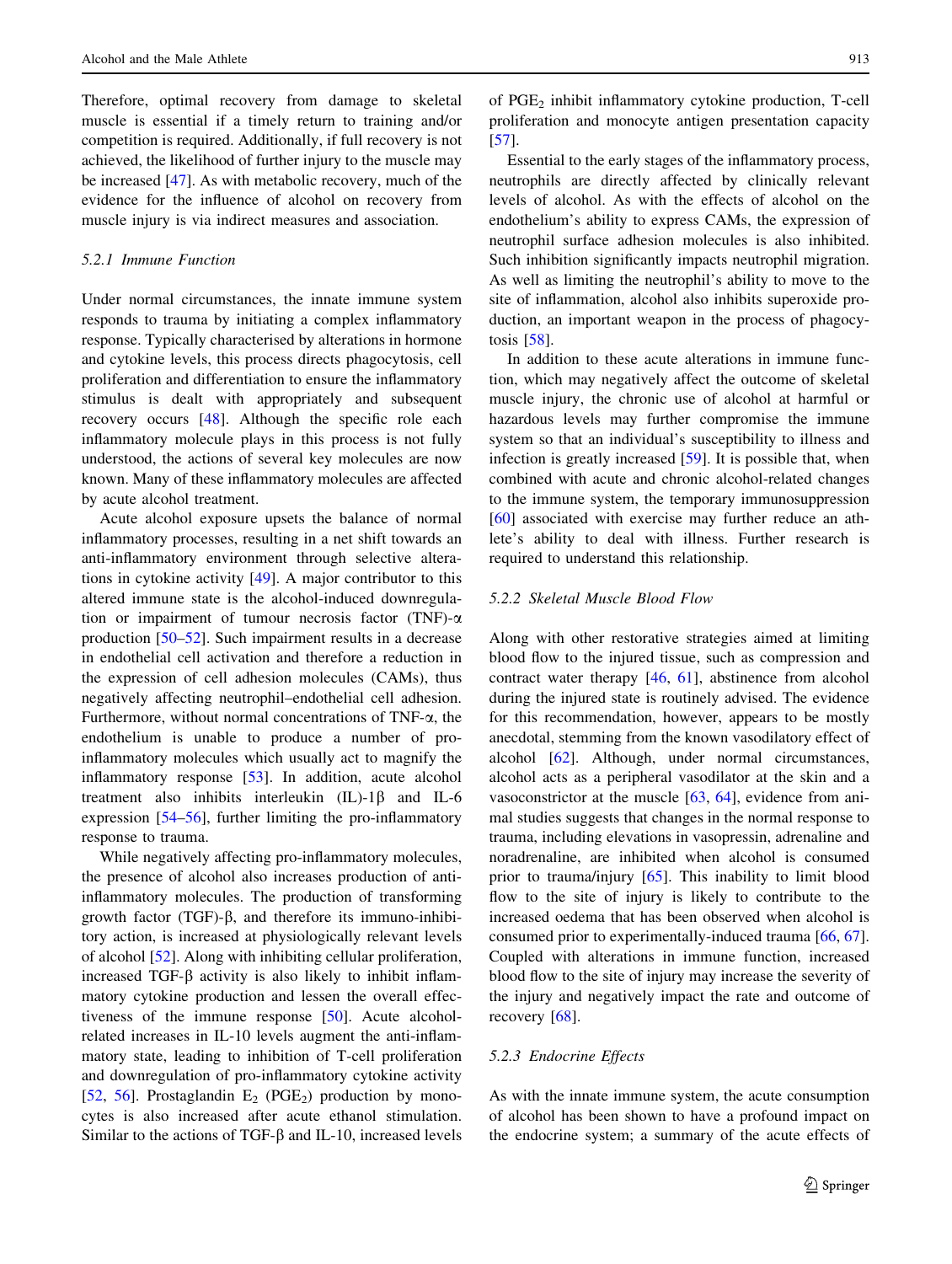Therefore, optimal recovery from damage to skeletal muscle is essential if a timely return to training and/or competition is required. Additionally, if full recovery is not achieved, the likelihood of further injury to the muscle may be increased [47]. As with metabolic recovery, much of the evidence for the influence of alcohol on recovery from muscle injury is via indirect measures and association.

#### 5.2.1 Immune Function

Under normal circumstances, the innate immune system responds to trauma by initiating a complex inflammatory response. Typically characterised by alterations in hormone and cytokine levels, this process directs phagocytosis, cell proliferation and differentiation to ensure the inflammatory stimulus is dealt with appropriately and subsequent recovery occurs [48]. Although the specific role each inflammatory molecule plays in this process is not fully understood, the actions of several key molecules are now known. Many of these inflammatory molecules are affected by acute alcohol treatment.

Acute alcohol exposure upsets the balance of normal inflammatory processes, resulting in a net shift towards an anti-inflammatory environment through selective alterations in cytokine activity [49]. A major contributor to this altered immune state is the alcohol-induced downregulation or impairment of tumour necrosis factor (TNF)-α production [50–52]. Such impairment results in a decrease in endothelial cell activation and therefore a reduction in the expression of cell adhesion molecules (CAMs), thus negatively affecting neutrophil–endothelial cell adhesion. Furthermore, without normal concentrations of TNF-α, the endothelium is unable to produce a number of pro-inflammatory molecules which usually act to magnify the inflammatory response [53]. In addition, acute alcohol treatment also inhibits interleukin (IL)-1β and IL-6 expression [54–56], further limiting the pro-inflammatory response to trauma.

While negatively affecting pro-inflammatory molecules, the presence of alcohol also increases production of anti-inflammatory molecules. The production of transforming growth factor (TGF)-β, and therefore its immuno-inhibitory action, is increased at physiologically relevant levels of alcohol [52]. Along with inhibiting cellular proliferation, increased TGF-β activity is also likely to inhibit inflammatory cytokine production and lessen the overall effectiveness of the immune response [50]. Acute alcohol-related increases in IL-10 levels augment the anti-inflammatory state, leading to inhibition of T-cell proliferation and downregulation of pro-inflammatory cytokine activity [52, 56]. Prostaglandin $E_2$ ($PGE_2$) production by monocytes is also increased after acute ethanol stimulation. Similar to the actions of TGF-β and IL-10, increased levels of $PGE_2$ inhibit inflammatory cytokine production, T-cell proliferation and monocyte antigen presentation capacity [57].

Essential to the early stages of the inflammatory process, neutrophils are directly affected by clinically relevant levels of alcohol. As with the effects of alcohol on the endothelium's ability to express CAMs, the expression of neutrophil surface adhesion molecules is also inhibited. Such inhibition significantly impacts neutrophil migration. As well as limiting the neutrophil's ability to move to the site of inflammation, alcohol also inhibits superoxide production, an important weapon in the process of phagocytosis [58].

In addition to these acute alterations in immune function, which may negatively affect the outcome of skeletal muscle injury, the chronic use of alcohol at harmful or hazardous levels may further compromise the immune system so that an individual's susceptibility to illness and infection is greatly increased [59]. It is possible that, when combined with acute and chronic alcohol-related changes to the immune system, the temporary immunosuppression [60] associated with exercise may further reduce an athlete's ability to deal with illness. Further research is required to understand this relationship.

#### 5.2.2 Skeletal Muscle Blood Flow

Along with other restorative strategies aimed at limiting blood flow to the injured tissue, such as compression and contract water therapy [46, 61], abstinence from alcohol during the injured state is routinely advised. The evidence for this recommendation, however, appears to be mostly anecdotal, stemming from the known vasodilatory effect of alcohol [62]. Although, under normal circumstances, alcohol acts as a peripheral vasodilator at the skin and a vasoconstrictor at the muscle [63, 64], evidence from animal studies suggests that changes in the normal response to trauma, including elevations in vasopressin, adrenaline and noradrenaline, are inhibited when alcohol is consumed prior to trauma/injury [65]. This inability to limit blood flow to the site of injury is likely to contribute to the increased oedema that has been observed when alcohol is consumed prior to experimentally-induced trauma [66, 67]. Coupled with alterations in immune function, increased blood flow to the site of injury may increase the severity of the injury and negatively impact the rate and outcome of recovery [68].

#### 5.2.3 Endocrine Effects

As with the innate immune system, the acute consumption of alcohol has been shown to have a profound impact on the endocrine system; a summary of the acute effects of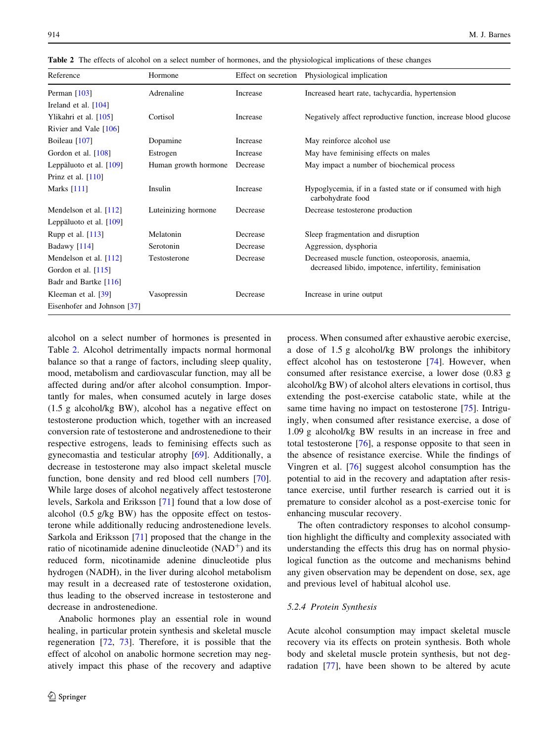**Table 2** The effects of alcohol on a select number of hormones, and the physiological implications of these changes

| Reference | Hormone | Effect on secretion | Physiological implication |
| --- | --- | --- | --- |
| Perman [103] | Adrenaline | Increase | Increased heart rate, tachycardia, hypertension |
| Ireland et al. [104] | | | |
| Ylikahri et al. [105] | Cortisol | Increase | Negatively affect reproductive function, increase blood glucose |
| Rivier and Vale [106] | | | |
| Boileau [107] | Dopamine | Increase | May reinforce alcohol use |
| Gordon et al. [108] | Estrogen | Increase | May have feminising effects on males |
| Leppäluoto et al. [109] | Human growth hormone | Decrease | May impact a number of biochemical process |
| Prinz et al. [110] | | | |
| Marks [111] | Insulin | Increase | Hypoglycemia, if in a fasted state or if consumed with high carbohydrate food |
| Mendelson et al. [112] | Luteinizing hormone | Decrease | Decrease testosterone production |
| Leppäluoto et al. [109] | | | |
| Rupp et al. [113] | Melatonin | Decrease | Sleep fragmentation and disruption |
| Badawy [114] | Serotonin | Decrease | Aggression, dysphoria |
| Mendelson et al. [112] | Testosterone | Decrease | Decreased muscle function, osteoporosis, anaemia, decreased libido, impotence, infertility, feminisation |
| Gordon et al. [115] | | | |
| Badr and Bartke [116] | | | |
| Kleeman et al. [39] | Vasopressin | Decrease | Increase in urine output |
| Eisenhofer and Johnson [37] | | | |

alcohol on a select number of hormones is presented in Table 2. Alcohol detrimentally impacts normal hormonal balance so that a range of factors, including sleep quality, mood, metabolism and cardiovascular function, may all be affected during and/or after alcohol consumption. Importantly for males, when consumed acutely in large doses (1.5 g alcohol/kg BW), alcohol has a negative effect on testosterone production which, together with an increased conversion rate of testosterone and androstenedione to their respective estrogens, leads to feminising effects such as gynecomastia and testicular atrophy [69]. Additionally, a decrease in testosterone may also impact skeletal muscle function, bone density and red blood cell numbers [70]. While large doses of alcohol negatively affect testosterone levels, Sarkola and Eriksson [71] found that a low dose of alcohol (0.5 g/kg BW) has the opposite effect on testosterone while additionally reducing androstenedione levels. Sarkola and Eriksson [71] proposed that the change in the ratio of nicotinamide adenine dinucleotide ($NAD^{+}$) and its reduced form, nicotinamide adenine dinucleotide plus hydrogen (NADH), in the liver during alcohol metabolism may result in a decreased rate of testosterone oxidation, thus leading to the observed increase in testosterone and decrease in androstenedione.

Anabolic hormones play an essential role in wound healing, in particular protein synthesis and skeletal muscle regeneration [72, 73]. Therefore, it is possible that the effect of alcohol on anabolic hormone secretion may negatively impact this phase of the recovery and adaptive process. When consumed after exhaustive aerobic exercise, a dose of 1.5 g alcohol/kg BW prolongs the inhibitory effect alcohol has on testosterone [74]. However, when consumed after resistance exercise, a lower dose (0.83 g alcohol/kg BW) of alcohol alters elevations in cortisol, thus extending the post-exercise catabolic state, while at the same time having no impact on testosterone [75]. Intriguingly, when consumed after resistance exercise, a dose of 1.09 g alcohol/kg BW results in an increase in free and total testosterone [76], a response opposite to that seen in the absence of resistance exercise. While the findings of Vingren et al. [76] suggest alcohol consumption has the potential to aid in the recovery and adaptation after resistance exercise, until further research is carried out it is premature to consider alcohol as a post-exercise tonic for enhancing muscular recovery.

The often contradictory responses to alcohol consumption highlight the difficulty and complexity associated with understanding the effects this drug has on normal physiological function as the outcome and mechanisms behind any given observation may be dependent on dose, sex, age and previous level of habitual alcohol use.

#### 5.2.4 Protein Synthesis

Acute alcohol consumption may impact skeletal muscle recovery via its effects on protein synthesis. Both whole body and skeletal muscle protein synthesis, but not degradation [77], have been shown to be altered by acute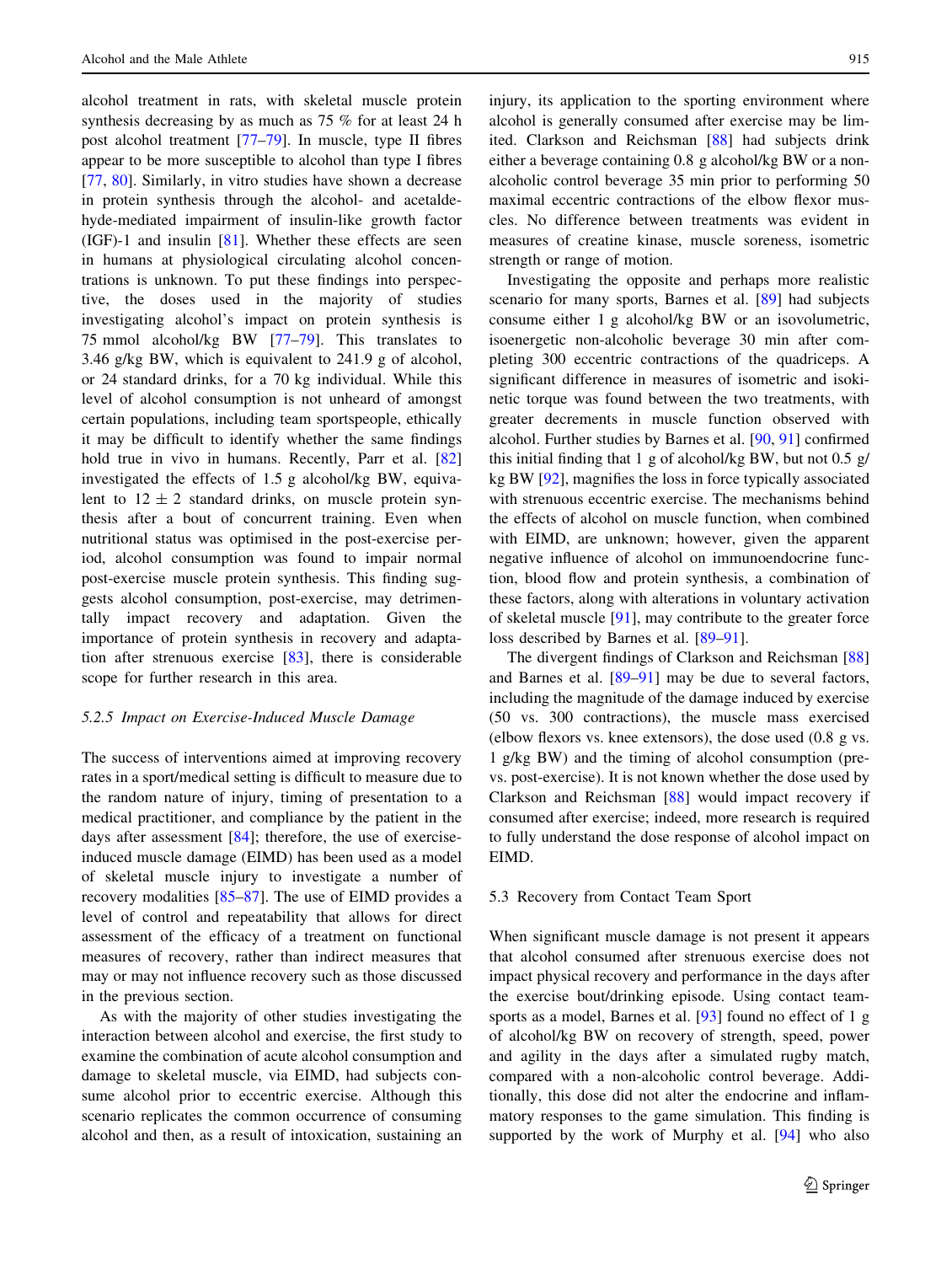alcohol treatment in rats, with skeletal muscle protein synthesis decreasing by as much as 75 % for at least 24 h post alcohol treatment [77–79]. In muscle, type II fibres appear to be more susceptible to alcohol than type I fibres [77, 80]. Similarly, in vitro studies have shown a decrease in protein synthesis through the alcohol- and acetaldehyde-mediated impairment of insulin-like growth factor (IGF)-1 and insulin [81]. Whether these effects are seen in humans at physiological circulating alcohol concentrations is unknown. To put these findings into perspective, the doses used in the majority of studies investigating alcohol's impact on protein synthesis is 75 mmol alcohol/kg BW [77–79]. This translates to 3.46 g/kg BW, which is equivalent to 241.9 g of alcohol, or 24 standard drinks, for a 70 kg individual. While this level of alcohol consumption is not unheard of amongst certain populations, including team sportspeople, ethically it may be difficult to identify whether the same findings hold true in vivo in humans. Recently, Parr et al. [82] investigated the effects of 1.5 g alcohol/kg BW, equivalent to $12 \pm 2$ standard drinks, on muscle protein synthesis after a bout of concurrent training. Even when nutritional status was optimised in the post-exercise period, alcohol consumption was found to impair normal post-exercise muscle protein synthesis. This finding suggests alcohol consumption, post-exercise, may detrimentally impact recovery and adaptation. Given the importance of protein synthesis in recovery and adaptation after strenuous exercise [83], there is considerable scope for further research in this area.

#### 5.2.5 Impact on Exercise-Induced Muscle Damage

The success of interventions aimed at improving recovery rates in a sport/medical setting is difficult to measure due to the random nature of injury, timing of presentation to a medical practitioner, and compliance by the patient in the days after assessment [84]; therefore, the use of exercise-induced muscle damage (EIMD) has been used as a model of skeletal muscle injury to investigate a number of recovery modalities [85–87]. The use of EIMD provides a level of control and repeatability that allows for direct assessment of the efficacy of a treatment on functional measures of recovery, rather than indirect measures that may or may not influence recovery such as those discussed in the previous section.

As with the majority of other studies investigating the interaction between alcohol and exercise, the first study to examine the combination of acute alcohol consumption and damage to skeletal muscle, via EIMD, had subjects consume alcohol prior to eccentric exercise. Although this scenario replicates the common occurrence of consuming alcohol and then, as a result of intoxication, sustaining an injury, its application to the sporting environment where alcohol is generally consumed after exercise may be limited. Clarkson and Reichsman [88] had subjects drink either a beverage containing 0.8 g alcohol/kg BW or a non-alcoholic control beverage 35 min prior to performing 50 maximal eccentric contractions of the elbow flexor muscles. No difference between treatments was evident in measures of creatine kinase, muscle soreness, isometric strength or range of motion.

Investigating the opposite and perhaps more realistic scenario for many sports, Barnes et al. [89] had subjects consume either 1 g alcohol/kg BW or an isovolumetric, isoenergetic non-alcoholic beverage 30 min after completing 300 eccentric contractions of the quadriceps. A significant difference in measures of isometric and isokinetic torque was found between the two treatments, with greater decrements in muscle function observed with alcohol. Further studies by Barnes et al. [90, 91] confirmed this initial finding that 1 g of alcohol/kg BW, but not 0.5 g/kg BW [92], magnifies the loss in force typically associated with strenuous eccentric exercise. The mechanisms behind the effects of alcohol on muscle function, when combined with EIMD, are unknown; however, given the apparent negative influence of alcohol on immunoendocrine function, blood flow and protein synthesis, a combination of these factors, along with alterations in voluntary activation of skeletal muscle [91], may contribute to the greater force loss described by Barnes et al. [89–91].

The divergent findings of Clarkson and Reichsman [88] and Barnes et al. [89–91] may be due to several factors, including the magnitude of the damage induced by exercise (50 vs. 300 contractions), the muscle mass exercised (elbow flexors vs. knee extensors), the dose used (0.8 g vs. 1 g/kg BW) and the timing of alcohol consumption (pre- vs. post-exercise). It is not known whether the dose used by Clarkson and Reichsman [88] would impact recovery if consumed after exercise; indeed, more research is required to fully understand the dose response of alcohol impact on EIMD.

### 5.3 Recovery from Contact Team Sport

When significant muscle damage is not present it appears that alcohol consumed after strenuous exercise does not impact physical recovery and performance in the days after the exercise bout/drinking episode. Using contact team-sports as a model, Barnes et al. [93] found no effect of 1 g of alcohol/kg BW on recovery of strength, speed, power and agility in the days after a simulated rugby match, compared with a non-alcoholic control beverage. Additionally, this dose did not alter the endocrine and inflammatory responses to the game simulation. This finding is supported by the work of Murphy et al. [94] who also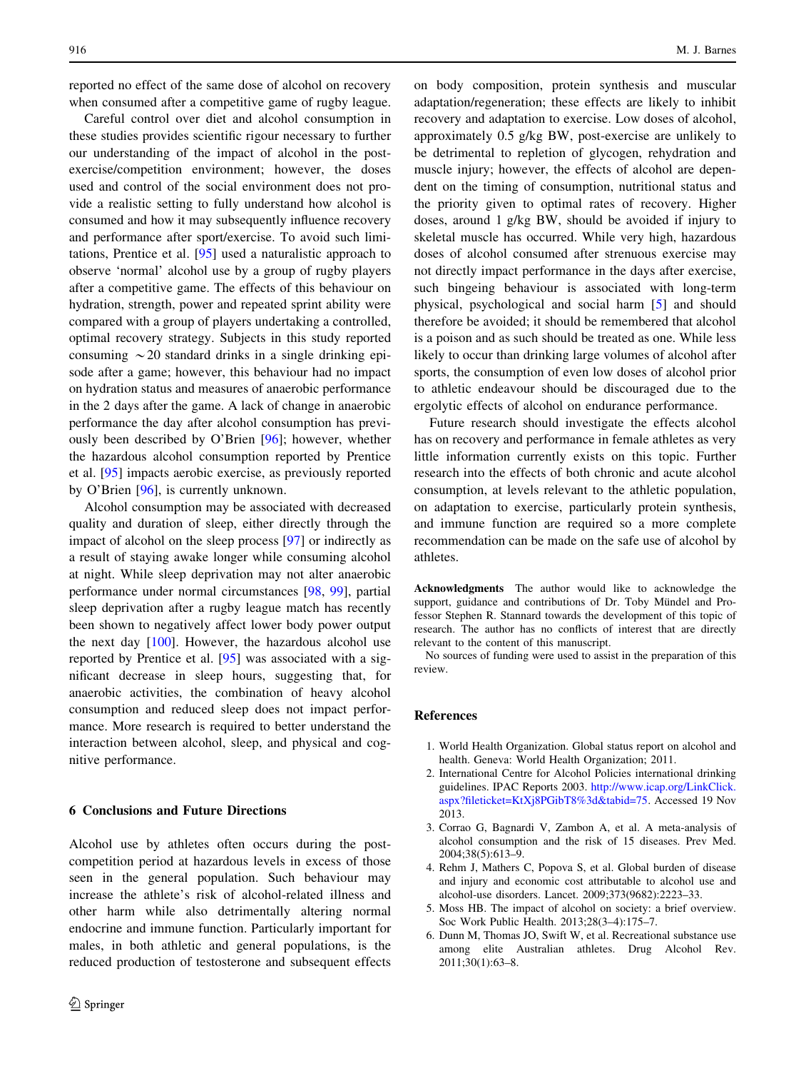reported no effect of the same dose of alcohol on recovery when consumed after a competitive game of rugby league.

Careful control over diet and alcohol consumption in these studies provides scientific rigour necessary to further our understanding of the impact of alcohol in the post-exercise/competition environment; however, the doses used and control of the social environment does not provide a realistic setting to fully understand how alcohol is consumed and how it may subsequently influence recovery and performance after sport/exercise. To avoid such limitations, Prentice et al. [95] used a naturalistic approach to observe 'normal' alcohol use by a group of rugby players after a competitive game. The effects of this behaviour on hydration, strength, power and repeated sprint ability were compared with a group of players undertaking a controlled, optimal recovery strategy. Subjects in this study reported consuming $\sim$20 standard drinks in a single drinking episode after a game; however, this behaviour had no impact on hydration status and measures of anaerobic performance in the 2 days after the game. A lack of change in anaerobic performance the day after alcohol consumption has previously been described by O'Brien [96]; however, whether the hazardous alcohol consumption reported by Prentice et al. [95] impacts aerobic exercise, as previously reported by O'Brien [96], is currently unknown.

Alcohol consumption may be associated with decreased quality and duration of sleep, either directly through the impact of alcohol on the sleep process [97] or indirectly as a result of staying awake longer while consuming alcohol at night. While sleep deprivation may not alter anaerobic performance under normal circumstances [98, 99], partial sleep deprivation after a rugby league match has recently been shown to negatively affect lower body power output the next day [100]. However, the hazardous alcohol use reported by Prentice et al. [95] was associated with a significant decrease in sleep hours, suggesting that, for anaerobic activities, the combination of heavy alcohol consumption and reduced sleep does not impact performance. More research is required to better understand the interaction between alcohol, sleep, and physical and cognitive performance.

## 6 Conclusions and Future Directions

Alcohol use by athletes often occurs during the post-competition period at hazardous levels in excess of those seen in the general population. Such behaviour may increase the athlete's risk of alcohol-related illness and other harm while also detrimentally altering normal endocrine and immune function. Particularly important for males, in both athletic and general populations, is the reduced production of testosterone and subsequent effects on body composition, protein synthesis and muscular adaptation/regeneration; these effects are likely to inhibit recovery and adaptation to exercise. Low doses of alcohol, approximately 0.5 g/kg BW, post-exercise are unlikely to be detrimental to repletion of glycogen, rehydration and muscle injury; however, the effects of alcohol are dependent on the timing of consumption, nutritional status and the priority given to optimal rates of recovery. Higher doses, around 1 g/kg BW, should be avoided if injury to skeletal muscle has occurred. While very high, hazardous doses of alcohol consumed after strenuous exercise may not directly impact performance in the days after exercise, such bingeing behaviour is associated with long-term physical, psychological and social harm [5] and should therefore be avoided; it should be remembered that alcohol is a poison and as such should be treated as one. While less likely to occur than drinking large volumes of alcohol after sports, the consumption of even low doses of alcohol prior to athletic endeavour should be discouraged due to the ergolytic effects of alcohol on endurance performance.

Future research should investigate the effects alcohol has on recovery and performance in female athletes as very little information currently exists on this topic. Further research into the effects of both chronic and acute alcohol consumption, at levels relevant to the athletic population, on adaptation to exercise, particularly protein synthesis, and immune function are required so a more complete recommendation can be made on the safe use of alcohol by athletes.

**Acknowledgments** The author would like to acknowledge the support, guidance and contributions of Dr. Toby Mündel and Professor Stephen R. Stannard towards the development of this topic of research. The author has no conflicts of interest that are directly relevant to the content of this manuscript.

No sources of funding were used to assist in the preparation of this review.

## References

1. World Health Organization. Global status report on alcohol and health. Geneva: World Health Organization; 2011.
2. International Centre for Alcohol Policies international drinking guidelines. IPAC Reports 2003. http://www.icap.org/LinkClick.aspx?fileticket=KtXj8PGibT8%3d&tabid=75. Accessed 19 Nov 2013.
3. Corrao G, Bagnardi V, Zambon A, et al. A meta-analysis of alcohol consumption and the risk of 15 diseases. Prev Med. 2004;38(5):613–9.
4. Rehm J, Mathers C, Popova S, et al. Global burden of disease and injury and economic cost attributable to alcohol use and alcohol-use disorders. Lancet. 2009;373(9682):2223–33.
5. Moss HB. The impact of alcohol on society: a brief overview. Soc Work Public Health. 2013;28(3–4):175–7.
6. Dunn M, Thomas JO, Swift W, et al. Recreational substance use among elite Australian athletes. Drug Alcohol Rev. 2011;30(1):63–8.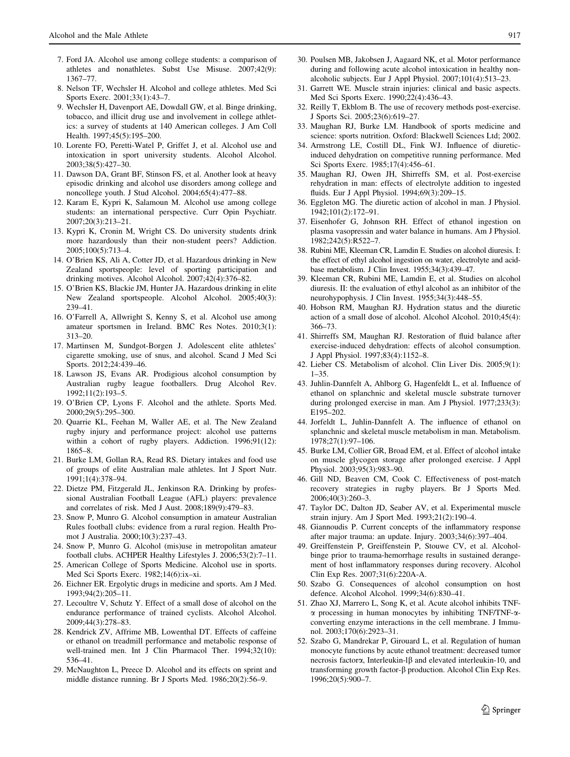7. Ford JA. Alcohol use among college students: a comparison of athletes and nonathletes. Subst Use Misuse. 2007;42(9):1367–77.
8. Nelson TF, Wechsler H. Alcohol and college athletes. Med Sci Sports Exerc. 2001;33(1):43–7.
9. Wechsler H, Davenport AE, Dowdall GW, et al. Binge drinking, tobacco, and illicit drug use and involvement in college athletics: a survey of students at 140 American colleges. J Am Coll Health. 1997;45(5):195–200.
10. Lorente FO, Peretti-Watel P, Griffet J, et al. Alcohol use and intoxication in sport university students. Alcohol Alcohol. 2003;38(5):427–30.
11. Dawson DA, Grant BF, Stinson FS, et al. Another look at heavy episodic drinking and alcohol use disorders among college and noncollege youth. J Stud Alcohol. 2004;65(4):477–88.
12. Karam E, Kypri K, Salamoun M. Alcohol use among college students: an international perspective. Curr Opin Psychiatr. 2007;20(3):213–21.
13. Kypri K, Cronin M, Wright CS. Do university students drink more hazardously than their non-student peers? Addiction. 2005;100(5):713–4.
14. O'Brien KS, Ali A, Cotter JD, et al. Hazardous drinking in New Zealand sportspeople: level of sporting participation and drinking motives. Alcohol Alcohol. 2007;42(4):376–82.
15. O'Brien KS, Blackie JM, Hunter JA. Hazardous drinking in elite New Zealand sportspeople. Alcohol Alcohol. 2005;40(3):239–41.
16. O'Farrell A, Allwright S, Kenny S, et al. Alcohol use among amateur sportsmen in Ireland. BMC Res Notes. 2010;3(1):313–20.
17. Martinsen M, Sundgot-Borgen J. Adolescent elite athletes' cigarette smoking, use of snus, and alcohol. Scand J Med Sci Sports. 2012;24:439–46.
18. Lawson JS, Evans AR. Prodigious alcohol consumption by Australian rugby league footballers. Drug Alcohol Rev. 1992;11(2):193–5.
19. O'Brien CP, Lyons F. Alcohol and the athlete. Sports Med. 2000;29(5):295–300.
20. Quarrie KL, Feehan M, Waller AE, et al. The New Zealand rugby injury and performance project: alcohol use patterns within a cohort of rugby players. Addiction. 1996;91(12):1865–8.
21. Burke LM, Gollan RA, Read RS. Dietary intakes and food use of groups of elite Australian male athletes. Int J Sport Nutr. 1991;1(4):378–94.
22. Dietze PM, Fitzgerald JL, Jenkinson RA. Drinking by professional Australian Football League (AFL) players: prevalence and correlates of risk. Med J Aust. 2008;189(9):479–83.
23. Snow P, Munro G. Alcohol consumption in amateur Australian Rules football clubs: evidence from a rural region. Health Promot J Australia. 2000;10(3):237–43.
24. Snow P, Munro G. Alcohol (mis)use in metropolitan amateur football clubs. ACHPER Healthy Lifestyles J. 2006;53(2):7–11.
25. American College of Sports Medicine. Alcohol use in sports. Med Sci Sports Exerc. 1982;14(6):ix–xi.
26. Eichner ER. Ergolytic drugs in medicine and sports. Am J Med. 1993;94(2):205–11.
27. Lecoultre V, Schutz Y. Effect of a small dose of alcohol on the endurance performance of trained cyclists. Alcohol Alcohol. 2009;44(3):278–83.
28. Kendrick ZV, Affrime MB, Lowenthal DT. Effects of caffeine or ethanol on treadmill performance and metabolic response of well-trained men. Int J Clin Pharmacol Ther. 1994;32(10):536–41.
29. McNaughton L, Preece D. Alcohol and its effects on sprint and middle distance running. Br J Sports Med. 1986;20(2):56–9.
30. Poulsen MB, Jakobsen J, Aagaard NK, et al. Motor performance during and following acute alcohol intoxication in healthy non-alcoholic subjects. Eur J Appl Physiol. 2007;101(4):513–23.
31. Garrett WE. Muscle strain injuries: clinical and basic aspects. Med Sci Sports Exerc. 1990;22(4):436–43.
32. Reilly T, Ekblom B. The use of recovery methods post-exercise. J Sports Sci. 2005;23(6):619–27.
33. Maughan RJ, Burke LM. Handbook of sports medicine and science: sports nutrition. Oxford: Blackwell Sciences Ltd; 2002.
34. Armstrong LE, Costill DL, Fink WJ. Influence of diuretic-induced dehydration on competitive running performance. Med Sci Sports Exerc. 1985;17(4):456–61.
35. Maughan RJ, Owen JH, Shirreffs SM, et al. Post-exercise rehydration in man: effects of electrolyte addition to ingested fluids. Eur J Appl Physiol. 1994;69(3):209–15.
36. Eggleton MG. The diuretic action of alcohol in man. J Physiol. 1942;101(2):172–91.
37. Eisenhofer G, Johnson RH. Effect of ethanol ingestion on plasma vasopressin and water balance in humans. Am J Physiol. 1982;242(5):R522–7.
38. Rubini ME, Kleeman CR, Lamdin E. Studies on alcohol diuresis. I: the effect of ethyl alcohol ingestion on water, electrolyte and acid-base metabolism. J Clin Invest. 1955;34(3):439–47.
39. Kleeman CR, Rubini ME, Lamdin E, et al. Studies on alcohol diuresis. II: the evaluation of ethyl alcohol as an inhibitor of the neurohypophysis. J Clin Invest. 1955;34(3):448–55.
40. Hobson RM, Maughan RJ. Hydration status and the diuretic action of a small dose of alcohol. Alcohol Alcohol. 2010;45(4):366–73.
41. Shirreffs SM, Maughan RJ. Restoration of fluid balance after exercise-induced dehydration: effects of alcohol consumption. J Appl Physiol. 1997;83(4):1152–8.
42. Lieber CS. Metabolism of alcohol. Clin Liver Dis. 2005;9(1):1–35.
43. Juhlin-Dannfelt A, Ahlborg G, Hagenfeldt L, et al. Influence of ethanol on splanchnic and skeletal muscle substrate turnover during prolonged exercise in man. Am J Physiol. 1977;233(3):E195–202.
44. Jorfeldt L, Juhlin-Dannfelt A. The influence of ethanol on splanchnic and skeletal muscle metabolism in man. Metabolism. 1978;27(1):97–106.
45. Burke LM, Collier GR, Broad EM, et al. Effect of alcohol intake on muscle glycogen storage after prolonged exercise. J Appl Physiol. 2003;95(3):983–90.
46. Gill ND, Beaven CM, Cook C. Effectiveness of post-match recovery strategies in rugby players. Br J Sports Med. 2006;40(3):260–3.
47. Taylor DC, Dalton JD, Seaber AV, et al. Experimental muscle strain injury. Am J Sport Med. 1993;21(2):190–4.
48. Giannoudis P. Current concepts of the inflammatory response after major trauma: an update. Injury. 2003;34(6):397–404.
49. Greiffenstein P, Greiffenstein P, Stouwe CV, et al. Alcohol-binge prior to trauma-hemorrhage results in sustained derangement of host inflammatory responses during recovery. Alcohol Clin Exp Res. 2007;31(6):220A-A.
50. Szabo G. Consequences of alcohol consumption on host defence. Alcohol Alcohol. 1999;34(6):830–41.
51. Zhao XJ, Marrero L, Song K, et al. Acute alcohol inhibits TNF-α processing in human monocytes by inhibiting TNF/TNF-α-converting enzyme interactions in the cell membrane. J Immunol. 2003;170(6):2923–31.
52. Szabo G, Mandrekar P, Girouard L, et al. Regulation of human monocyte functions by acute ethanol treatment: decreased tumor necrosis factorα, Interleukin-lβ and elevated interleukin-10, and transforming growth factor-β production. Alcohol Clin Exp Res. 1996;20(5):900–7.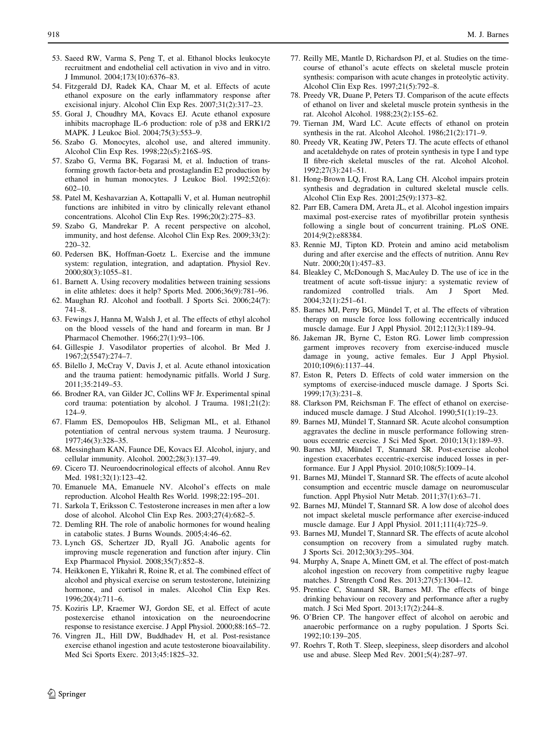53. Saeed RW, Varma S, Peng T, et al. Ethanol blocks leukocyte recruitment and endothelial cell activation in vivo and in vitro. J Immunol. 2004;173(10):6376–83.
54. Fitzgerald DJ, Radek KA, Chaar M, et al. Effects of acute ethanol exposure on the early inflammatory response after excisional injury. Alcohol Clin Exp Res. 2007;31(2):317–23.
55. Goral J, Choudhry MA, Kovacs EJ. Acute ethanol exposure inhibits macrophage IL-6 production: role of p38 and ERK1/2 MAPK. J Leukoc Biol. 2004;75(3):553–9.
56. Szabo G. Monocytes, alcohol use, and altered immunity. Alcohol Clin Exp Res. 1998;22(s5):216S–9S.
57. Szabo G, Verma BK, Fogarasi M, et al. Induction of transforming growth factor-beta and prostaglandin E2 production by ethanol in human monocytes. J Leukoc Biol. 1992;52(6): 602–10.
58. Patel M, Keshavarzian A, Kottapalli V, et al. Human neutrophil functions are inhibited in vitro by clinically relevant ethanol concentrations. Alcohol Clin Exp Res. 1996;20(2):275–83.
59. Szabo G, Mandrekar P. A recent perspective on alcohol, immunity, and host defense. Alcohol Clin Exp Res. 2009;33(2): 220–32.
60. Pedersen BK, Hoffman-Goetz L. Exercise and the immune system: regulation, integration, and adaptation. Physiol Rev. 2000;80(3):1055–81.
61. Barnett A. Using recovery modalities between training sessions in elite athletes: does it help? Sports Med. 2006;36(9):781–96.
62. Maughan RJ. Alcohol and football. J Sports Sci. 2006;24(7): 741–8.
63. Fewings J, Hanna M, Walsh J, et al. The effects of ethyl alcohol on the blood vessels of the hand and forearm in man. Br J Pharmacol Chemother. 1966;27(1):93–106.
64. Gillespie J. Vasodilator properties of alcohol. Br Med J. 1967;2(5547):274–7.
65. Bilello J, McCray V, Davis J, et al. Acute ethanol intoxication and the trauma patient: hemodynamic pitfalls. World J Surg. 2011;35:2149–53.
66. Brodner RA, van Gilder JC, Collins WF Jr. Experimental spinal cord trauma: potentiation by alcohol. J Trauma. 1981;21(2): 124–9.
67. Flamm ES, Demopoulos HB, Seligman ML, et al. Ethanol potentiation of central nervous system trauma. J Neurosurg. 1977;46(3):328–35.
68. Messingham KAN, Faunce DE, Kovacs EJ. Alcohol, injury, and cellular immunity. Alcohol. 2002;28(3):137–49.
69. Cicero TJ. Neuroendocrinological effects of alcohol. Annu Rev Med. 1981;32(1):123–42.
70. Emanuele MA, Emanuele NV. Alcohol's effects on male reproduction. Alcohol Health Res World. 1998;22:195–201.
71. Sarkola T, Eriksson C. Testosterone increases in men after a low dose of alcohol. Alcohol Clin Exp Res. 2003;27(4):682–5.
72. Demling RH. The role of anabolic hormones for wound healing in catabolic states. J Burns Wounds. 2005;4:46–62.
73. Lynch GS, Schertzer JD, Ryall JG. Anabolic agents for improving muscle regeneration and function after injury. Clin Exp Pharmacol Physiol. 2008;35(7):852–8.
74. Heikkonen E, Ylikahri R, Roine R, et al. The combined effect of alcohol and physical exercise on serum testosterone, luteinizing hormone, and cortisol in males. Alcohol Clin Exp Res. 1996;20(4):711–6.
75. Koziris LP, Kraemer WJ, Gordon SE, et al. Effect of acute postexercise ethanol intoxication on the neuroendocrine response to resistance exercise. J Appl Physiol. 2000;88:165–72.
76. Vingren JL, Hill DW, Buddhadev H, et al. Post-resistance exercise ethanol ingestion and acute testosterone bioavailability. Med Sci Sports Exerc. 2013;45:1825–32.
77. Reilly ME, Mantle D, Richardson PJ, et al. Studies on the time-course of ethanol's acute effects on skeletal muscle protein synthesis: comparison with acute changes in proteolytic activity. Alcohol Clin Exp Res. 1997;21(5):792–8.
78. Preedy VR, Duane P, Peters TJ. Comparison of the acute effects of ethanol on liver and skeletal muscle protein synthesis in the rat. Alcohol Alcohol. 1988;23(2):155–62.
79. Tiernan JM, Ward LC. Acute effects of ethanol on protein synthesis in the rat. Alcohol Alcohol. 1986;21(2):171–9.
80. Preedy VR, Keating JW, Peters TJ. The acute effects of ethanol and acetaldehyde on rates of protein synthesis in type I and type II fibre-rich skeletal muscles of the rat. Alcohol Alcohol. 1992;27(3):241–51.
81. Hong-Brown LQ, Frost RA, Lang CH. Alcohol impairs protein synthesis and degradation in cultured skeletal muscle cells. Alcohol Clin Exp Res. 2001;25(9):1373–82.
82. Parr EB, Camera DM, Areta JL, et al. Alcohol ingestion impairs maximal post-exercise rates of myofibrillar protein synthesis following a single bout of concurrent training. PLoS ONE. 2014;9(2):e88384.
83. Rennie MJ, Tipton KD. Protein and amino acid metabolism during and after exercise and the effects of nutrition. Annu Rev Nutr. 2000;20(1):457–83.
84. Bleakley C, McDonough S, MacAuley D. The use of ice in the treatment of acute soft-tissue injury: a systematic review of randomized controlled trials. Am J Sport Med. 2004;32(1):251–61.
85. Barnes MJ, Perry BG, Mündel T, et al. The effects of vibration therapy on muscle force loss following eccentrically induced muscle damage. Eur J Appl Physiol. 2012;112(3):1189–94.
86. Jakeman JR, Byrne C, Eston RG. Lower limb compression garment improves recovery from exercise-induced muscle damage in young, active females. Eur J Appl Physiol. 2010;109(6):1137–44.
87. Eston R, Peters D. Effects of cold water immersion on the symptoms of exercise-induced muscle damage. J Sports Sci. 1999;17(3):231–8.
88. Clarkson PM, Reichsman F. The effect of ethanol on exercise-induced muscle damage. J Stud Alcohol. 1990;51(1):19–23.
89. Barnes MJ, Mündel T, Stannard SR. Acute alcohol consumption aggravates the decline in muscle performance following strenuous eccentric exercise. J Sci Med Sport. 2010;13(1):189–93.
90. Barnes MJ, Mündel T, Stannard SR. Post-exercise alcohol ingestion exacerbates eccentric-exercise induced losses in performance. Eur J Appl Physiol. 2010;108(5):1009–14.
91. Barnes MJ, Mündel T, Stannard SR. The effects of acute alcohol consumption and eccentric muscle damage on neuromuscular function. Appl Physiol Nutr Metab. 2011;37(1):63–71.
92. Barnes MJ, Mündel T, Stannard SR. A low dose of alcohol does not impact skeletal muscle performance after exercise-induced muscle damage. Eur J Appl Physiol. 2011;111(4):725–9.
93. Barnes MJ, Mundel T, Stannard SR. The effects of acute alcohol consumption on recovery from a simulated rugby match. J Sports Sci. 2012;30(3):295–304.
94. Murphy A, Snape A, Minett GM, et al. The effect of post-match alcohol ingestion on recovery from competitive rugby league matches. J Strength Cond Res. 2013;27(5):1304–12.
95. Prentice C, Stannard SR, Barnes MJ. The effects of binge drinking behaviour on recovery and performance after a rugby match. J Sci Med Sport. 2013;17(2):244–8.
96. O'Brien CP. The hangover effect of alcohol on aerobic and anaerobic performance on a rugby population. J Sports Sci. 1992;10:139–205.
97. Roehrs T, Roth T. Sleep, sleepiness, sleep disorders and alcohol use and abuse. Sleep Med Rev. 2001;5(4):287–97.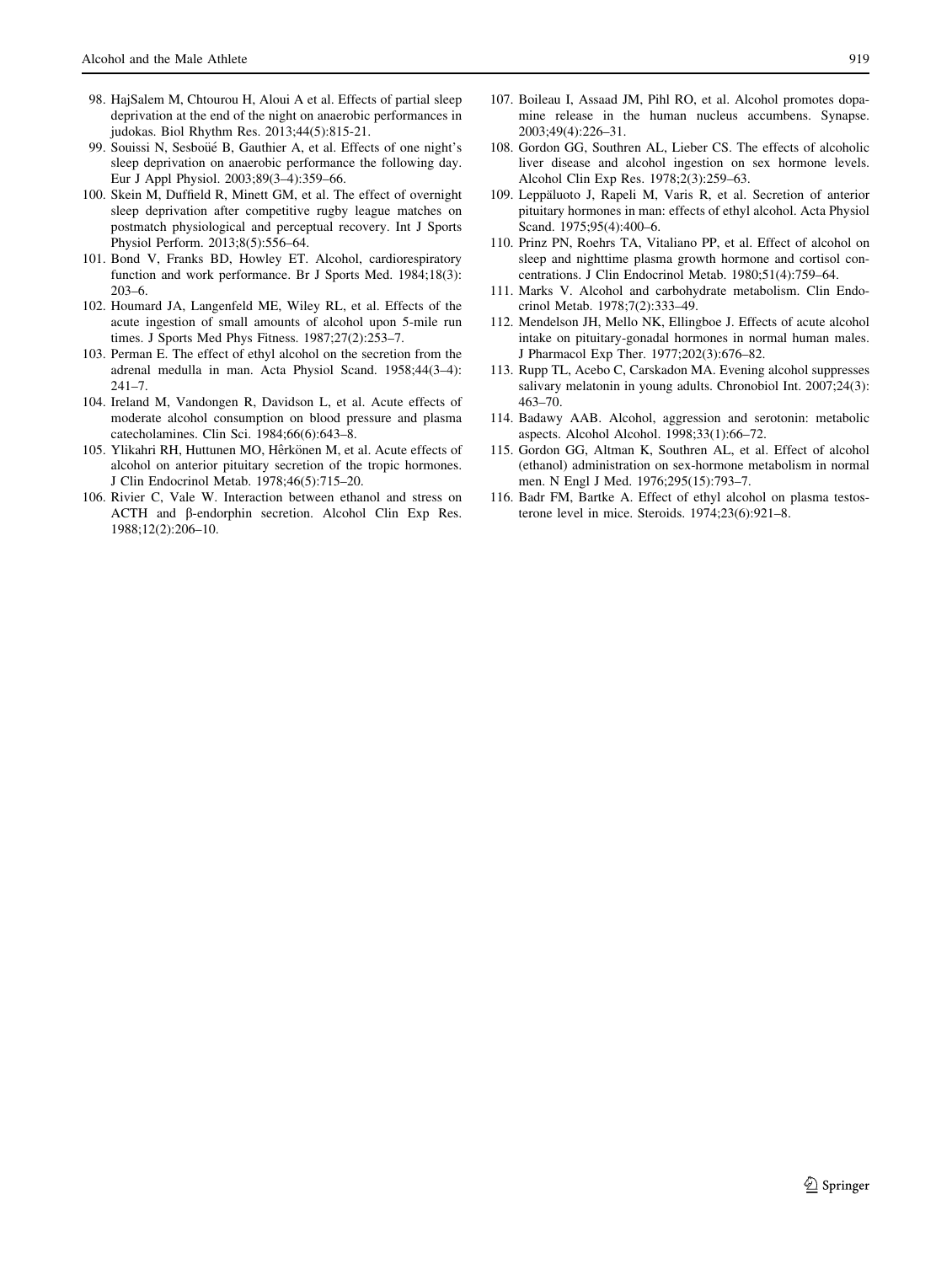98. HajSalem M, Chtourou H, Aloui A et al. Effects of partial sleep deprivation at the end of the night on anaerobic performances in judokas. Biol Rhythm Res. 2013;44(5):815-21.
99. Souissi N, Sesboüé B, Gauthier A, et al. Effects of one night's sleep deprivation on anaerobic performance the following day. Eur J Appl Physiol. 2003;89(3–4):359–66.
100. Skein M, Duffield R, Minett GM, et al. The effect of overnight sleep deprivation after competitive rugby league matches on postmatch physiological and perceptual recovery. Int J Sports Physiol Perform. 2013;8(5):556–64.
101. Bond V, Franks BD, Howley ET. Alcohol, cardiorespiratory function and work performance. Br J Sports Med. 1984;18(3): 203–6.
102. Houmard JA, Langenfeld ME, Wiley RL, et al. Effects of the acute ingestion of small amounts of alcohol upon 5-mile run times. J Sports Med Phys Fitness. 1987;27(2):253–7.
103. Perman E. The effect of ethyl alcohol on the secretion from the adrenal medulla in man. Acta Physiol Scand. 1958;44(3–4): 241–7.
104. Ireland M, Vandongen R, Davidson L, et al. Acute effects of moderate alcohol consumption on blood pressure and plasma catecholamines. Clin Sci. 1984;66(6):643–8.
105. Ylikahri RH, Huttunen MO, Hêrkönen M, et al. Acute effects of alcohol on anterior pituitary secretion of the tropic hormones. J Clin Endocrinol Metab. 1978;46(5):715–20.
106. Rivier C, Vale W. Interaction between ethanol and stress on ACTH and β-endorphin secretion. Alcohol Clin Exp Res. 1988;12(2):206–10.
107. Boileau I, Assaad JM, Pihl RO, et al. Alcohol promotes dopamine release in the human nucleus accumbens. Synapse. 2003;49(4):226–31.
108. Gordon GG, Southren AL, Lieber CS. The effects of alcoholic liver disease and alcohol ingestion on sex hormone levels. Alcohol Clin Exp Res. 1978;2(3):259–63.
109. Leppäluoto J, Rapeli M, Varis R, et al. Secretion of anterior pituitary hormones in man: effects of ethyl alcohol. Acta Physiol Scand. 1975;95(4):400–6.
110. Prinz PN, Roehrs TA, Vitaliano PP, et al. Effect of alcohol on sleep and nighttime plasma growth hormone and cortisol concentrations. J Clin Endocrinol Metab. 1980;51(4):759–64.
111. Marks V. Alcohol and carbohydrate metabolism. Clin Endocrinol Metab. 1978;7(2):333–49.
112. Mendelson JH, Mello NK, Ellingboe J. Effects of acute alcohol intake on pituitary-gonadal hormones in normal human males. J Pharmacol Exp Ther. 1977;202(3):676–82.
113. Rupp TL, Acebo C, Carskadon MA. Evening alcohol suppresses salivary melatonin in young adults. Chronobiol Int. 2007;24(3): 463–70.
114. Badawy AAB. Alcohol, aggression and serotonin: metabolic aspects. Alcohol Alcohol. 1998;33(1):66–72.
115. Gordon GG, Altman K, Southren AL, et al. Effect of alcohol (ethanol) administration on sex-hormone metabolism in normal men. N Engl J Med. 1976;295(15):793–7.
116. Badr FM, Bartke A. Effect of ethyl alcohol on plasma testosterone level in mice. Steroids. 1974;23(6):921–8.